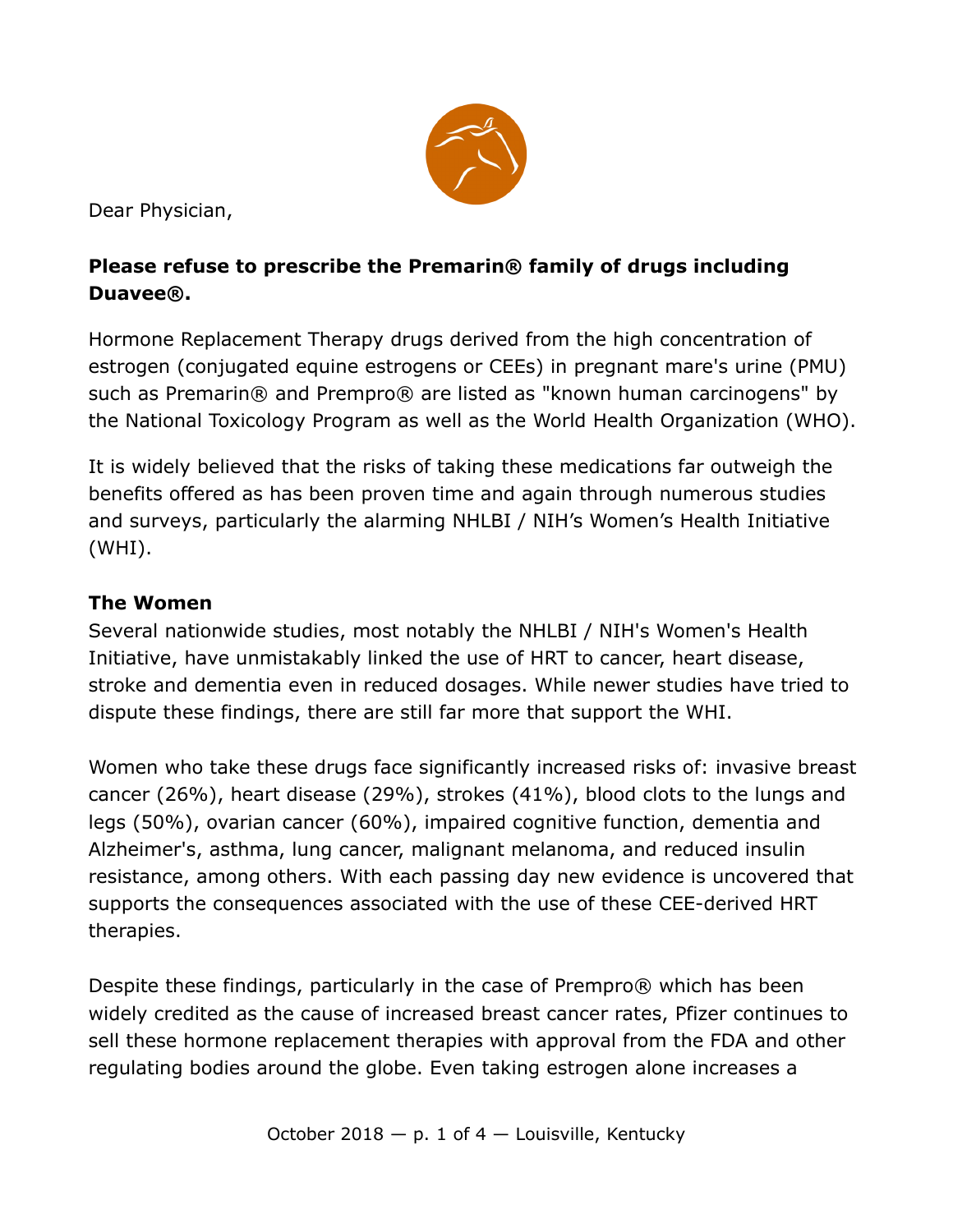Dear Physician,

**Please refuse to prescribe the Premarin® family of drugs including Duavee®.**

Hormone Replacement Therapy drugs derived from the high concentration of estrogen (conjugated equine estrogens or CEEs) in pregnant mare's urine (PMU) such as Premarin® and Prempro® are listed as "known human carcinogens" by the National Toxicology Program as well as the World Health Organization (WHO).

It is widely believed that the risks of taking these medications far outweigh the benefits offered as has been proven time and again through numerous studies and surveys, particularly the alarming NHLBI / NIH's Women's Health Initiative (WHI).

**The Women**

Several nationwide studies, most notably the NHLBI / NIH's Women's Health Initiative, have unmistakably linked the use of HRT to cancer, heart disease, stroke and dementia even in reduced dosages. While newer studies have tried to dispute these findings, there are still far more that support the WHI.

Women who take these drugs face significantly increased risks of: invasive breast cancer (26%), heart disease (29%), strokes (41%), blood clots to the lungs and legs (50%), ovarian cancer (60%), impaired cognitive function, dementia and Alzheimer's, asthma, lung cancer, malignant melanoma, and reduced insulin resistance, among others. With each passing day new evidence is uncovered that supports the consequences associated with the use of these CEE-derived HRT therapies.

Despite these findings, particularly in the case of Prempro® which has been widely credited as the cause of increased breast cancer rates, Pfizer continues to sell these hormone replacement therapies with approval from the FDA and other regulating bodies around the globe. Even taking estrogen alone increases a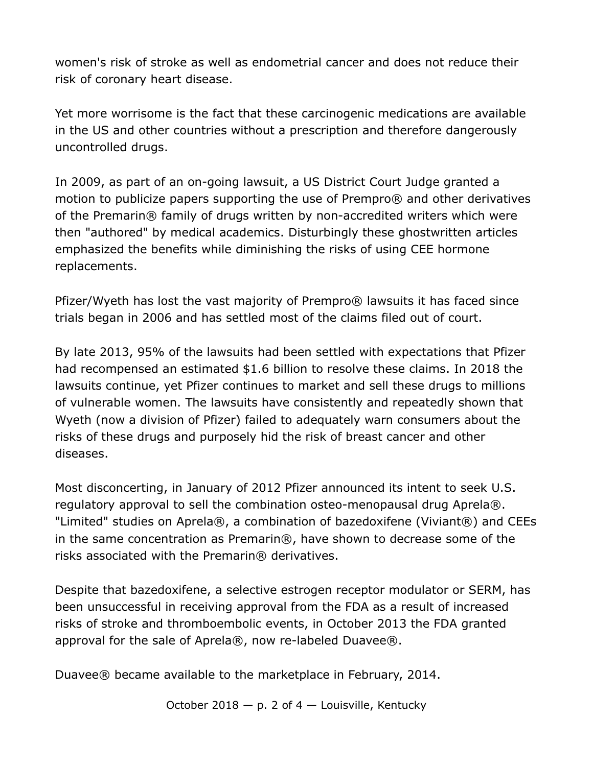women's risk of stroke as well as endometrial cancer and does not reduce their risk of coronary heart disease.

Yet more worrisome is the fact that these carcinogenic medications are available in the US and other countries without a prescription and therefore dangerously uncontrolled drugs.

In 2009, as part of an on-going lawsuit, a US District Court Judge granted a motion to publicize papers supporting the use of Prempro® and other derivatives of the Premarin® family of drugs written by non-accredited writers which were then "authored" by medical academics. Disturbingly these ghostwritten articles emphasized the benefits while diminishing the risks of using CEE hormone replacements.

Pfizer/Wyeth has lost the vast majority of Prempro® lawsuits it has faced since trials began in 2006 and has settled most of the claims filed out of court.

By late 2013, 95% of the lawsuits had been settled with expectations that Pfizer had recompensed an estimated $1.6 billion to resolve these claims. In 2018 the lawsuits continue, yet Pfizer continues to market and sell these drugs to millions of vulnerable women. The lawsuits have consistently and repeatedly shown that Wyeth (now a division of Pfizer) failed to adequately warn consumers about the risks of these drugs and purposely hid the risk of breast cancer and other diseases.

Most disconcerting, in January of 2012 Pfizer announced its intent to seek U.S. regulatory approval to sell the combination osteo-menopausal drug Aprela®. "Limited" studies on Aprela®, a combination of bazedoxifene (Viviant®) and CEEs in the same concentration as Premarin®, have shown to decrease some of the risks associated with the Premarin® derivatives.

Despite that bazedoxifene, a selective estrogen receptor modulator or SERM, has been unsuccessful in receiving approval from the FDA as a result of increased risks of stroke and thromboembolic events, in October 2013 the FDA granted approval for the sale of Aprela®, now re-labeled Duavee®.

Duavee® became available to the marketplace in February, 2014.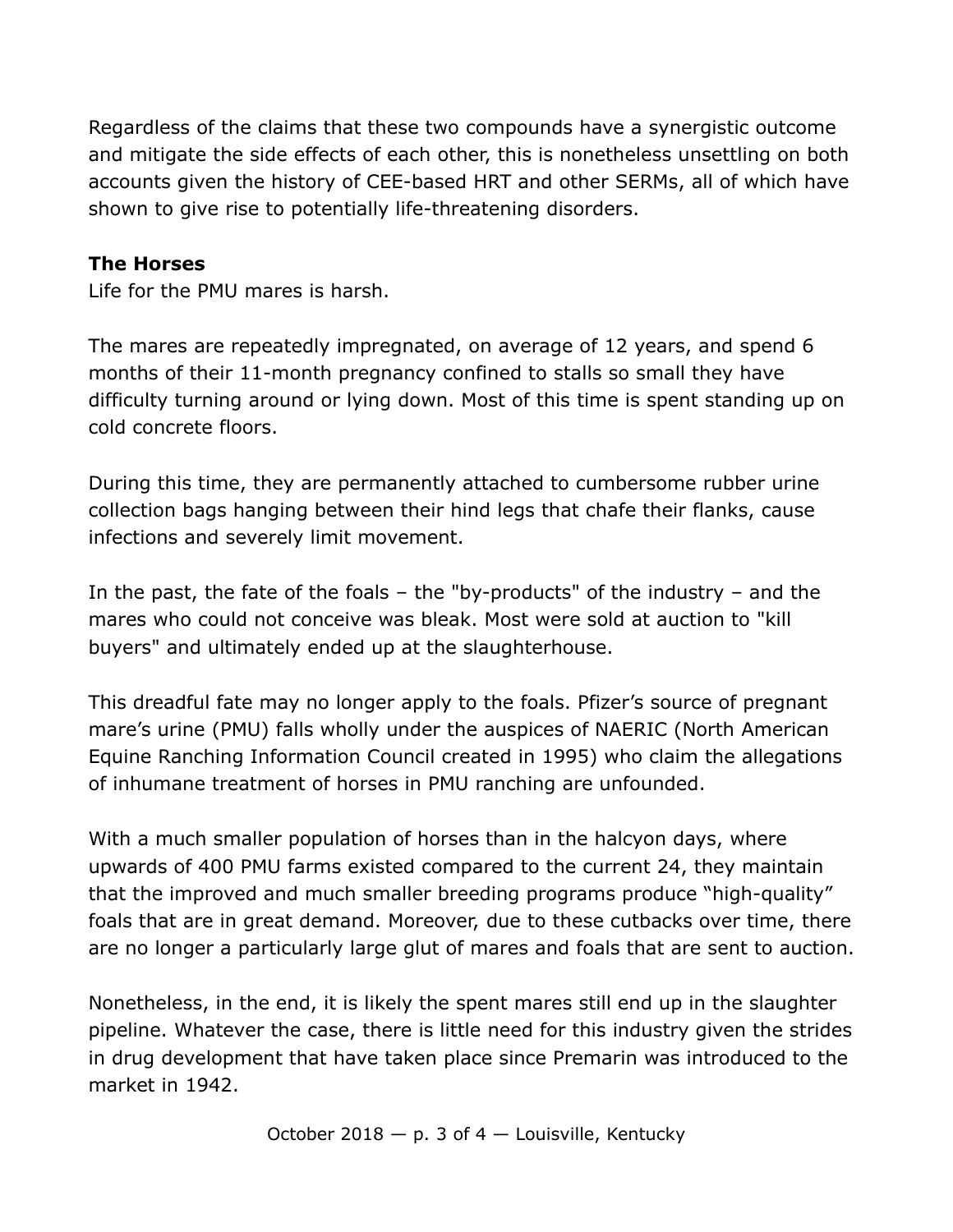Regardless of the claims that these two compounds have a synergistic outcome and mitigate the side effects of each other, this is nonetheless unsettling on both accounts given the history of CEE-based HRT and other SERMs, all of which have shown to give rise to potentially life-threatening disorders.

**The Horses**

Life for the PMU mares is harsh.

The mares are repeatedly impregnated, on average of 12 years, and spend 6 months of their 11-month pregnancy confined to stalls so small they have difficulty turning around or lying down. Most of this time is spent standing up on cold concrete floors.

During this time, they are permanently attached to cumbersome rubber urine collection bags hanging between their hind legs that chafe their flanks, cause infections and severely limit movement.

In the past, the fate of the foals – the "by-products" of the industry – and the mares who could not conceive was bleak. Most were sold at auction to "kill buyers" and ultimately ended up at the slaughterhouse.

This dreadful fate may no longer apply to the foals. Pfizer's source of pregnant mare's urine (PMU) falls wholly under the auspices of NAERIC (North American Equine Ranching Information Council created in 1995) who claim the allegations of inhumane treatment of horses in PMU ranching are unfounded.

With a much smaller population of horses than in the halcyon days, where upwards of 400 PMU farms existed compared to the current 24, they maintain that the improved and much smaller breeding programs produce "high-quality" foals that are in great demand. Moreover, due to these cutbacks over time, there are no longer a particularly large glut of mares and foals that are sent to auction.

Nonetheless, in the end, it is likely the spent mares still end up in the slaughter pipeline. Whatever the case, there is little need for this industry given the strides in drug development that have taken place since Premarin was introduced to the market in 1942.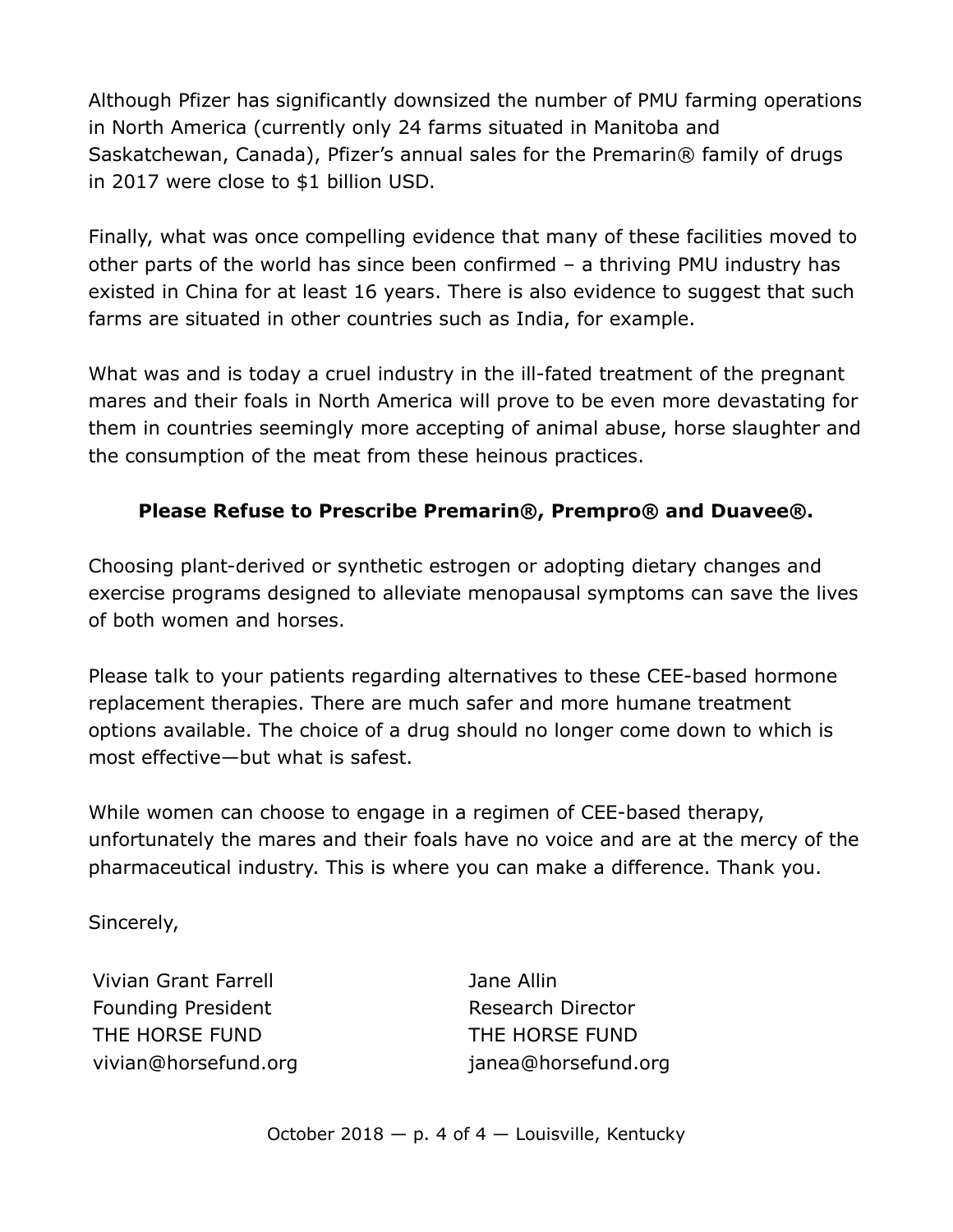Although Pfizer has significantly downsized the number of PMU farming operations in North America (currently only 24 farms situated in Manitoba and Saskatchewan, Canada), Pfizer's annual sales for the Premarin® family of drugs in 2017 were close to $1 billion USD.

Finally, what was once compelling evidence that many of these facilities moved to other parts of the world has since been confirmed – a thriving PMU industry has existed in China for at least 16 years. There is also evidence to suggest that such farms are situated in other countries such as India, for example.

What was and is today a cruel industry in the ill-fated treatment of the pregnant mares and their foals in North America will prove to be even more devastating for them in countries seemingly more accepting of animal abuse, horse slaughter and the consumption of the meat from these heinous practices.

**Please Refuse to Prescribe Premarin®, Prempro® and Duavee®.**

Choosing plant-derived or synthetic estrogen or adopting dietary changes and exercise programs designed to alleviate menopausal symptoms can save the lives of both women and horses.

Please talk to your patients regarding alternatives to these CEE-based hormone replacement therapies. There are much safer and more humane treatment options available. The choice of a drug should no longer come down to which is most effective—but what is safest.

While women can choose to engage in a regimen of CEE-based therapy, unfortunately the mares and their foals have no voice and are at the mercy of the pharmaceutical industry. This is where you can make a difference. Thank you.

Sincerely,

Vivian Grant Farrell
Founding President
THE HORSE FUND
vivian@horsefund.org

Jane Allin
Research Director
THE HORSE FUND
janea@horsefund.org

October 2018 — Louisville, Kentucky